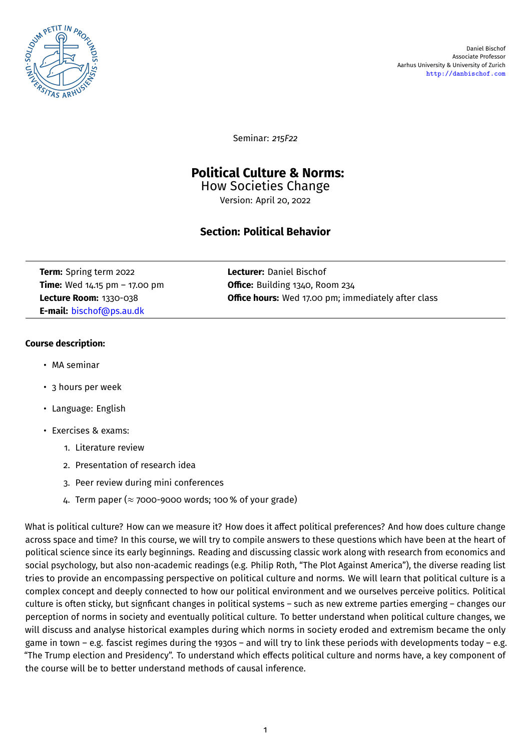Daniel Bischof
Associate Professor
Aarhus University & University of Zurich
http://danbischof.com

Seminar: *215F22*

# Political Culture & Norms:
How Societies Change

Version: April 20, 2022

## Section: Political Behavior

| | |
|---|---|
| **Term:** Spring term 2022 | **Lecturer:** Daniel Bischof |
| **Time:** Wed 14.15 pm – 17.00 pm | **Office:** Building 1340, Room 234 |
| **Lecture Room:** 1330-038 | **Office hours:** Wed 17.00 pm; immediately after class |
| **E-mail:** bischof@ps.au.dk | |

**Course description:**

- MA seminar
- 3 hours per week
- Language: English
- Exercises & exams:
  1. Literature review
  2. Presentation of research idea
  3. Peer review during mini conferences
  4. Term paper ($\approx$ 7000-9000 words; 100 % of your grade)

What is political culture? How can we measure it? How does it affect political preferences? And how does culture change across space and time? In this course, we will try to compile answers to these questions which have been at the heart of political science since its early beginnings. Reading and discussing classic work along with research from economics and social psychology, but also non-academic readings (e.g. Philip Roth, "The Plot Against America"), the diverse reading list tries to provide an encompassing perspective on political culture and norms. We will learn that political culture is a complex concept and deeply connected to how our political environment and we ourselves perceive politics. Political culture is often sticky, but signficant changes in political systems – such as new extreme parties emerging – changes our perception of norms in society and eventually political culture. To better understand when political culture changes, we will discuss and analyse historical examples during which norms in society eroded and extremism became the only game in town – e.g. fascist regimes during the 1930s – and will try to link these periods with developments today – e.g. "The Trump election and Presidency". To understand which effects political culture and norms have, a key component of the course will be to better understand methods of causal inference.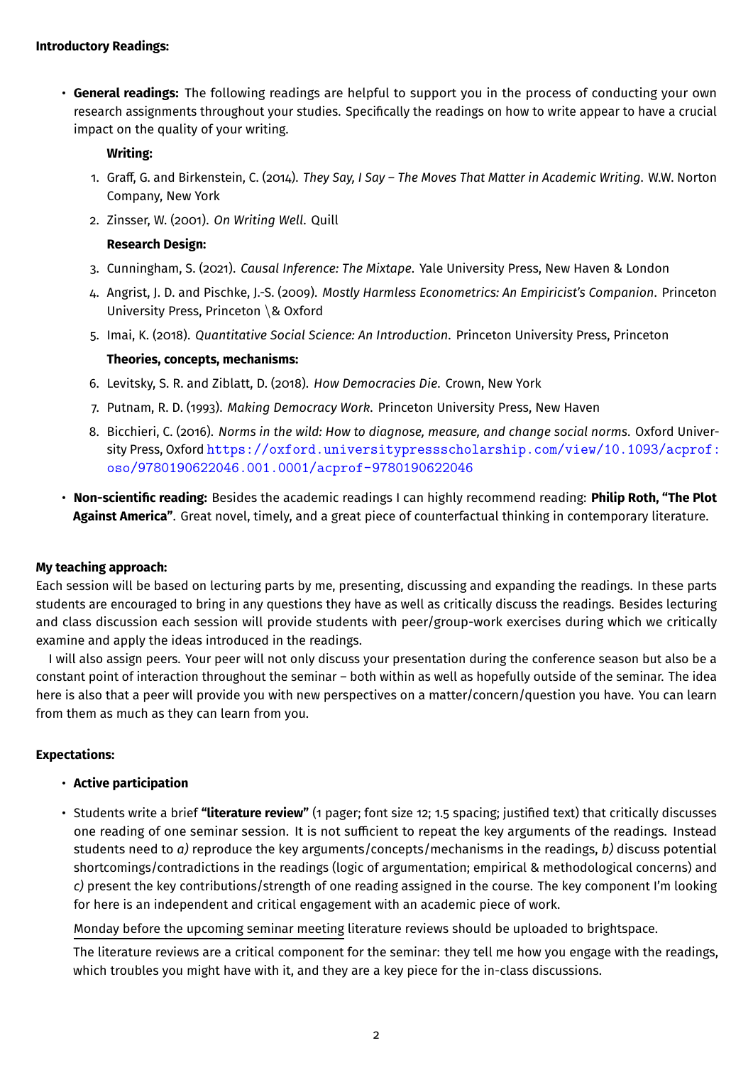**Introductory Readings:**

- **General readings:** The following readings are helpful to support you in the process of conducting your own research assignments throughout your studies. Specifically the readings on how to write appear to have a crucial impact on the quality of your writing.

  **Writing:**

  1. Graff, G. and Birkenstein, C. (2014). *They Say, I Say – The Moves That Matter in Academic Writing*. W.W. Norton Company, New York
  2. Zinsser, W. (2001). *On Writing Well*. Quill

  **Research Design:**

  3. Cunningham, S. (2021). *Causal Inference: The Mixtape*. Yale University Press, New Haven & London
  4. Angrist, J. D. and Pischke, J.-S. (2009). *Mostly Harmless Econometrics: An Empiricist's Companion*. Princeton University Press, Princeton \& Oxford
  5. Imai, K. (2018). *Quantitative Social Science: An Introduction*. Princeton University Press, Princeton

  **Theories, concepts, mechanisms:**

  6. Levitsky, S. R. and Ziblatt, D. (2018). *How Democracies Die*. Crown, New York
  7. Putnam, R. D. (1993). *Making Democracy Work*. Princeton University Press, New Haven
  8. Bicchieri, C. (2016). *Norms in the wild: How to diagnose, measure, and change social norms*. Oxford University Press, Oxford https://oxford.universitypressscholarship.com/view/10.1093/acprof:oso/9780190622046.001.0001/acprof-9780190622046

- **Non-scientific reading:** Besides the academic readings I can highly recommend reading: **Philip Roth, "The Plot Against America"**. Great novel, timely, and a great piece of counterfactual thinking in contemporary literature.

**My teaching approach:**

Each session will be based on lecturing parts by me, presenting, discussing and expanding the readings. In these parts students are encouraged to bring in any questions they have as well as critically discuss the readings. Besides lecturing and class discussion each session will provide students with peer/group-work exercises during which we critically examine and apply the ideas introduced in the readings.

I will also assign peers. Your peer will not only discuss your presentation during the conference season but also be a constant point of interaction throughout the seminar – both within as well as hopefully outside of the seminar. The idea here is also that a peer will provide you with new perspectives on a matter/concern/question you have. You can learn from them as much as they can learn from you.

**Expectations:**

- **Active participation**

- Students write a brief **"literature review"** (1 pager; font size 12; 1.5 spacing; justified text) that critically discusses one reading of one seminar session. It is not sufficient to repeat the key arguments of the readings. Instead students need to *a)* reproduce the key arguments/concepts/mechanisms in the readings, *b)* discuss potential shortcomings/contradictions in the readings (logic of argumentation; empirical & methodological concerns) and *c)* present the key contributions/strength of one reading assigned in the course. The key component I'm looking for here is an independent and critical engagement with an academic piece of work.

  Monday before the upcoming seminar meeting literature reviews should be uploaded to brightspace.

  The literature reviews are a critical component for the seminar: they tell me how you engage with the readings, which troubles you might have with it, and they are a key piece for the in-class discussions.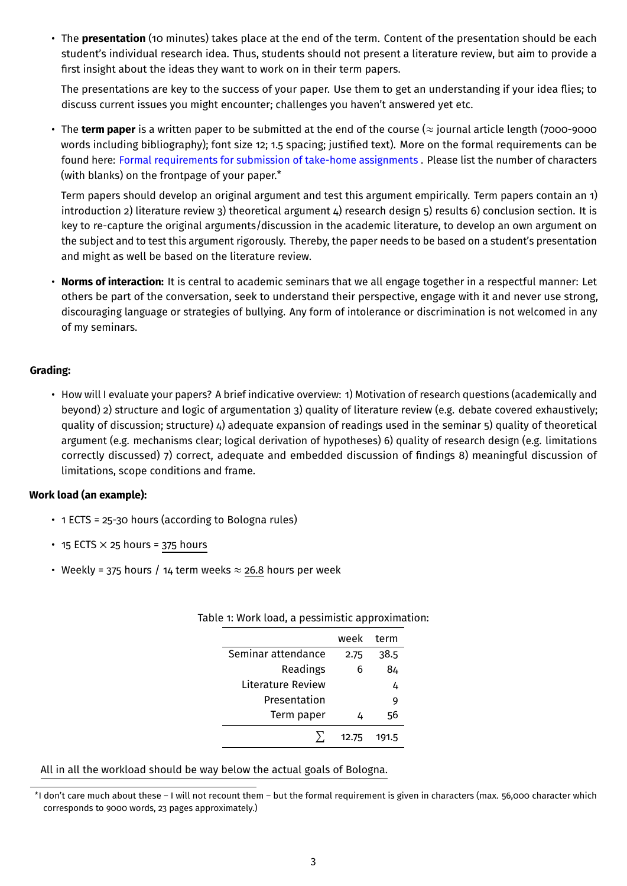- The **presentation** (10 minutes) takes place at the end of the term. Content of the presentation should be each student's individual research idea. Thus, students should not present a literature review, but aim to provide a first insight about the ideas they want to work on in their term papers.

  The presentations are key to the success of your paper. Use them to get an understanding if your idea flies; to discuss current issues you might encounter; challenges you haven't answered yet etc.

- The **term paper** is a written paper to be submitted at the end of the course ($\approx$ journal article length (7000-9000 words including bibliography); font size 12; 1.5 spacing; justified text). More on the formal requirements can be found here: Formal requirements for submission of take-home assignments . Please list the number of characters (with blanks) on the frontpage of your paper.*

  Term papers should develop an original argument and test this argument empirically. Term papers contain an 1) introduction 2) literature review 3) theoretical argument 4) research design 5) results 6) conclusion section. It is key to re-capture the original arguments/discussion in the academic literature, to develop an own argument on the subject and to test this argument rigorously. Thereby, the paper needs to be based on a student's presentation and might as well be based on the literature review.

- **Norms of interaction:** It is central to academic seminars that we all engage together in a respectful manner: Let others be part of the conversation, seek to understand their perspective, engage with it and never use strong, discouraging language or strategies of bullying. Any form of intolerance or discrimination is not welcomed in any of my seminars.

**Grading:**

- How will I evaluate your papers? A brief indicative overview: 1) Motivation of research questions (academically and beyond) 2) structure and logic of argumentation 3) quality of literature review (e.g. debate covered exhaustively; quality of discussion; structure) 4) adequate expansion of readings used in the seminar 5) quality of theoretical argument (e.g. mechanisms clear; logical derivation of hypotheses) 6) quality of research design (e.g. limitations correctly discussed) 7) correct, adequate and embedded discussion of findings 8) meaningful discussion of limitations, scope conditions and frame.

**Work load (an example):**

- 1 ECTS = 25-30 hours (according to Bologna rules)
- 15 ECTS $\times$ 25 hours = 375 hours
- Weekly = 375 hours / 14 term weeks $\approx$ 26.8 hours per week

Table 1: Work load, a pessimistic approximation:

| | week | term |
|---:|---:|---:|
| Seminar attendance | 2.75 | 38.5 |
| Readings | 6 | 84 |
| Literature Review | | 4 |
| Presentation | | 9 |
| Term paper | 4 | 56 |
| $\sum$ | 12.75 | 191.5 |

All in all the workload should be way below the actual goals of Bologna.

*I don't care much about these – I will not recount them – but the formal requirement is given in characters (max. 56,000 character which corresponds to 9000 words, 23 pages approximately.)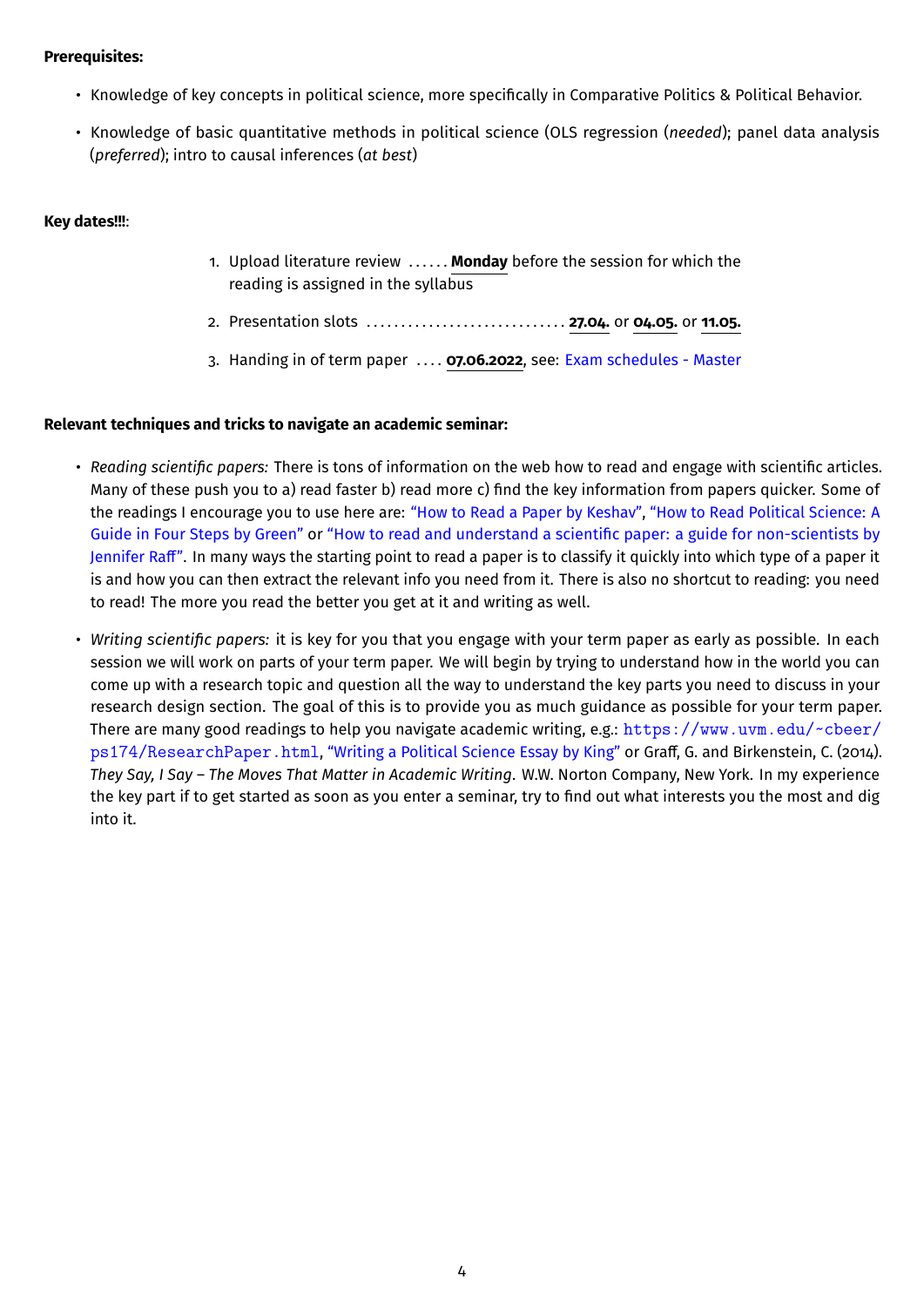**Prerequisites:**

- Knowledge of key concepts in political science, more specifically in Comparative Politics & Political Behavior.
- Knowledge of basic quantitative methods in political science (OLS regression (*needed*); panel data analysis (*preferred*); intro to causal inferences (*at best*)

**Key dates!!!:**

1. Upload literature review ...... **Monday** before the session for which the reading is assigned in the syllabus
2. Presentation slots ............................ **27.04.** or **04.05.** or **11.05.**
3. Handing in of term paper .... **07.06.2022**, see: Exam schedules - Master

**Relevant techniques and tricks to navigate an academic seminar:**

- *Reading scientific papers:* There is tons of information on the web how to read and engage with scientific articles. Many of these push you to a) read faster b) read more c) find the key information from papers quicker. Some of the readings I encourage you to use here are: "How to Read a Paper by Keshav", "How to Read Political Science: A Guide in Four Steps by Green" or "How to read and understand a scientific paper: a guide for non-scientists by Jennifer Raff". In many ways the starting point to read a paper is to classify it quickly into which type of a paper it is and how you can then extract the relevant info you need from it. There is also no shortcut to reading: you need to read! The more you read the better you get at it and writing as well.
- *Writing scientific papers:* it is key for you that you engage with your term paper as early as possible. In each session we will work on parts of your term paper. We will begin by trying to understand how in the world you can come up with a research topic and question all the way to understand the key parts you need to discuss in your research design section. The goal of this is to provide you as much guidance as possible for your term paper. There are many good readings to help you navigate academic writing, e.g.: `https://www.uvm.edu/~cbeer/ps174/ResearchPaper.html`, "Writing a Political Science Essay by King" or Graff, G. and Birkenstein, C. (2014). *They Say, I Say – The Moves That Matter in Academic Writing.* W.W. Norton Company, New York. In my experience the key part if to get started as soon as you enter a seminar, try to find out what interests you the most and dig into it.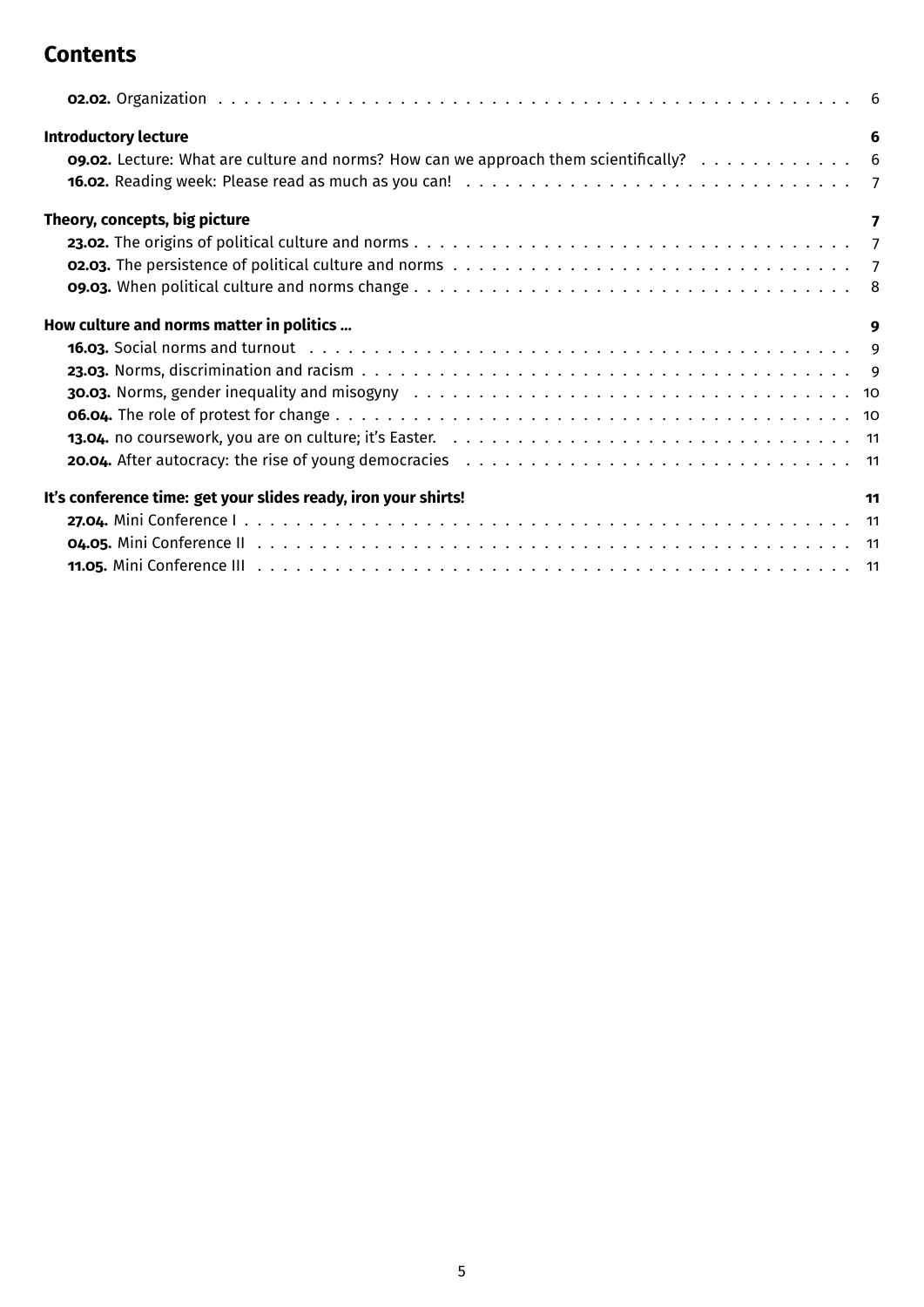# Contents

- **02.02.** Organization . . . 6

**Introductory lecture** 6

- **09.02.** Lecture: What are culture and norms? How can we approach them scientifically? . . . 6
- **16.02.** Reading week: Please read as much as you can! . . . 7

**Theory, concepts, big picture** 7

- **23.02.** The origins of political culture and norms . . . 7
- **02.03.** The persistence of political culture and norms . . . 7
- **09.03.** When political culture and norms change . . . 8

**How culture and norms matter in politics ...** 9

- **16.03.** Social norms and turnout . . . 9
- **23.03.** Norms, discrimination and racism . . . 9
- **30.03.** Norms, gender inequality and misogyny . . . 10
- **06.04.** The role of protest for change . . . 10
- **13.04.** no coursework, you are on culture; it's Easter. . . . 11
- **20.04.** After autocracy: the rise of young democracies . . . 11

**It's conference time: get your slides ready, iron your shirts!** 11

- **27.04.** Mini Conference I . . . 11
- **04.05.** Mini Conference II . . . 11
- **11.05.** Mini Conference III . . . 11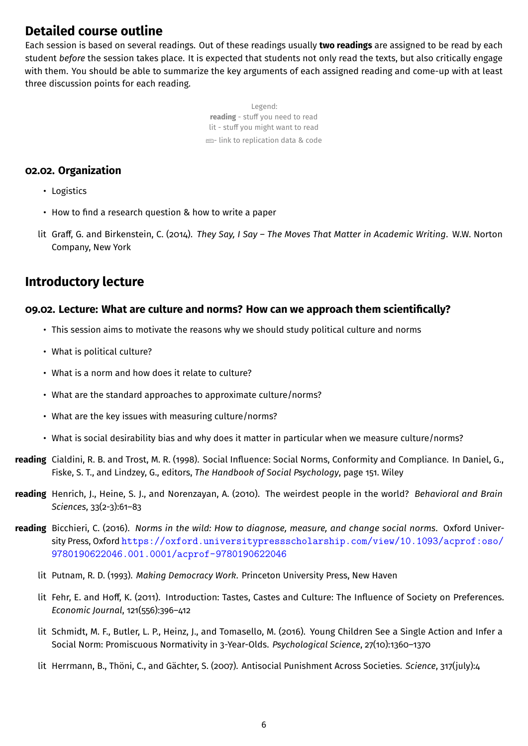## Detailed course outline

Each session is based on several readings. Out of these readings usually **two readings** are assigned to be read by each student *before* the session takes place. It is expected that students not only read the texts, but also critically engage with them. You should be able to summarize the key arguments of each assigned reading and come-up with at least three discussion points for each reading.

Legend:
**reading** - stuff you need to read
lit - stuff you might want to read
- link to replication data & code

### 02.02. Organization

- Logistics
- How to find a research question & how to write a paper

lit Graff, G. and Birkenstein, C. (2014). *They Say, I Say – The Moves That Matter in Academic Writing*. W.W. Norton Company, New York

## Introductory lecture

### 09.02. Lecture: What are culture and norms? How can we approach them scientifically?

- This session aims to motivate the reasons why we should study political culture and norms
- What is political culture?
- What is a norm and how does it relate to culture?
- What are the standard approaches to approximate culture/norms?
- What are the key issues with measuring culture/norms?
- What is social desirability bias and why does it matter in particular when we measure culture/norms?

**reading** Cialdini, R. B. and Trost, M. R. (1998). Social Influence: Social Norms, Conformity and Compliance. In Daniel, G., Fiske, S. T., and Lindzey, G., editors, *The Handbook of Social Psychology*, page 151. Wiley

**reading** Henrich, J., Heine, S. J., and Norenzayan, A. (2010). The weirdest people in the world? *Behavioral and Brain Sciences*, 33(2-3):61–83

**reading** Bicchieri, C. (2016). *Norms in the wild: How to diagnose, measure, and change social norms*. Oxford University Press, Oxford https://oxford.universitypressscholarship.com/view/10.1093/acprof:oso/9780190622046.001.0001/acprof-9780190622046

lit Putnam, R. D. (1993). *Making Democracy Work*. Princeton University Press, New Haven

lit Fehr, E. and Hoff, K. (2011). Introduction: Tastes, Castes and Culture: The Influence of Society on Preferences. *Economic Journal*, 121(556):396–412

lit Schmidt, M. F., Butler, L. P., Heinz, J., and Tomasello, M. (2016). Young Children See a Single Action and Infer a Social Norm: Promiscuous Normativity in 3-Year-Olds. *Psychological Science*, 27(10):1360–1370

lit Herrmann, B., Thöni, C., and Gächter, S. (2007). Antisocial Punishment Across Societies. *Science*, 317(july):4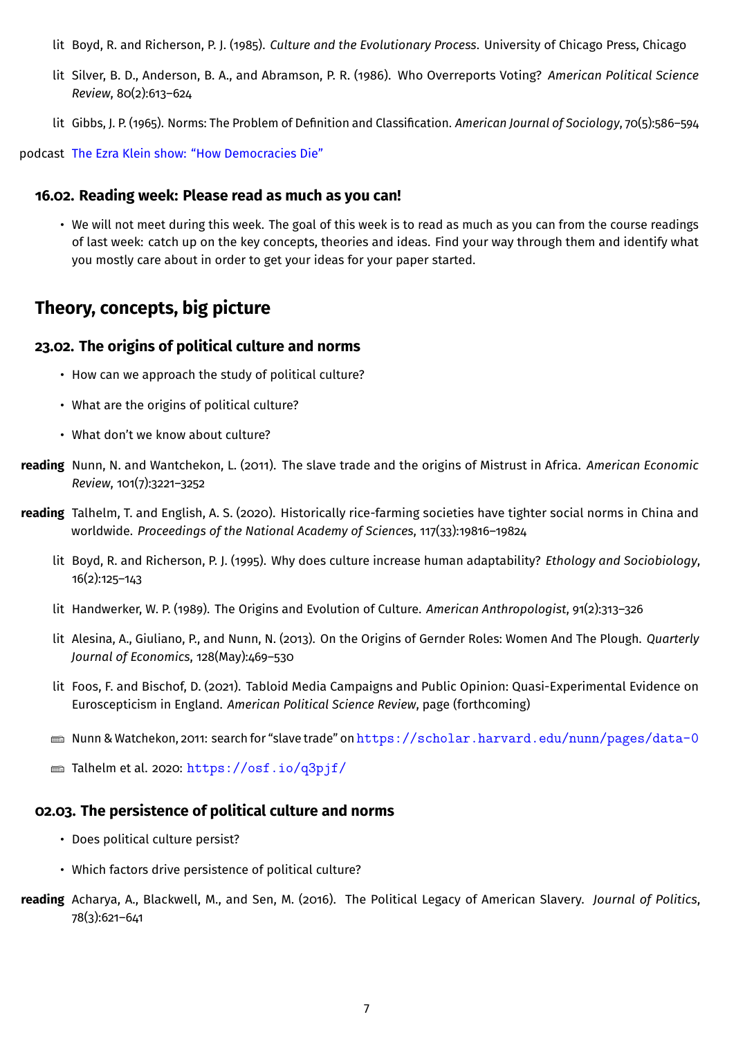lit Boyd, R. and Richerson, P. J. (1985). *Culture and the Evolutionary Process*. University of Chicago Press, Chicago

lit Silver, B. D., Anderson, B. A., and Abramson, P. R. (1986). Who Overreports Voting? *American Political Science Review*, 80(2):613–624

lit Gibbs, J. P. (1965). Norms: The Problem of Definition and Classification. *American Journal of Sociology*, 70(5):586–594

podcast The Ezra Klein show: "How Democracies Die"

### 16.02. Reading week: Please read as much as you can!

- We will not meet during this week. The goal of this week is to read as much as you can from the course readings of last week: catch up on the key concepts, theories and ideas. Find your way through them and identify what you mostly care about in order to get your ideas for your paper started.

## Theory, concepts, big picture

### 23.02. The origins of political culture and norms

- How can we approach the study of political culture?
- What are the origins of political culture?
- What don't we know about culture?

**reading** Nunn, N. and Wantchekon, L. (2011). The slave trade and the origins of Mistrust in Africa. *American Economic Review*, 101(7):3221–3252

**reading** Talhelm, T. and English, A. S. (2020). Historically rice-farming societies have tighter social norms in China and worldwide. *Proceedings of the National Academy of Sciences*, 117(33):19816–19824

lit Boyd, R. and Richerson, P. J. (1995). Why does culture increase human adaptability? *Ethology and Sociobiology*, 16(2):125–143

lit Handwerker, W. P. (1989). The Origins and Evolution of Culture. *American Anthropologist*, 91(2):313–326

lit Alesina, A., Giuliano, P., and Nunn, N. (2013). On the Origins of Gernder Roles: Women And The Plough. *Quarterly Journal of Economics*, 128(May):469–530

lit Foos, F. and Bischof, D. (2021). Tabloid Media Campaigns and Public Opinion: Quasi-Experimental Evidence on Euroscepticism in England. *American Political Science Review*, page (forthcoming)

Nunn & Watchekon, 2011: search for "slave trade" on https://scholar.harvard.edu/nunn/pages/data-0

Talhelm et al. 2020: https://osf.io/q3pjf/

### 02.03. The persistence of political culture and norms

- Does political culture persist?
- Which factors drive persistence of political culture?

**reading** Acharya, A., Blackwell, M., and Sen, M. (2016). The Political Legacy of American Slavery. *Journal of Politics*, 78(3):621–641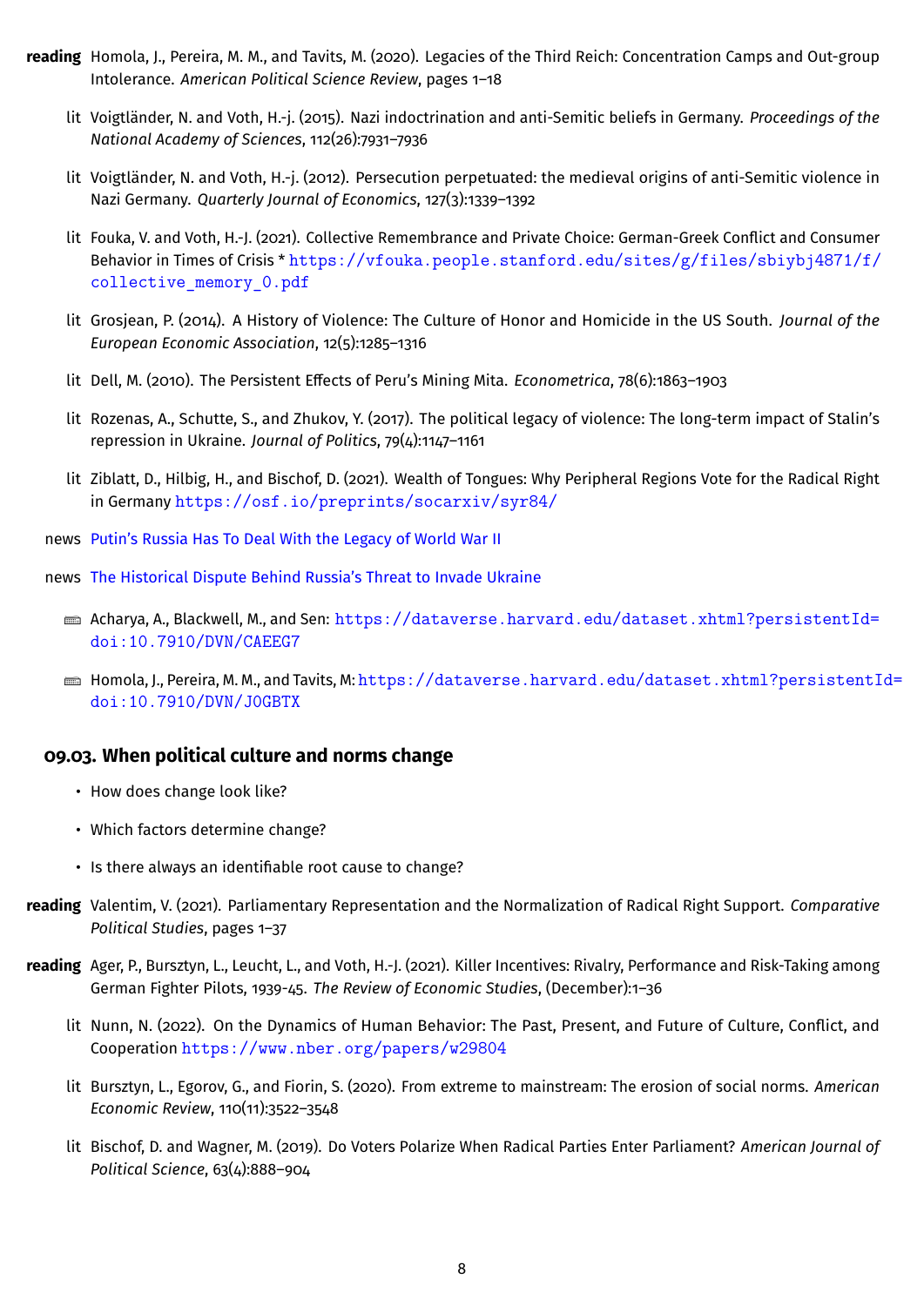**reading** Homola, J., Pereira, M. M., and Tavits, M. (2020). Legacies of the Third Reich: Concentration Camps and Out-group Intolerance. *American Political Science Review*, pages 1–18

lit Voigtländer, N. and Voth, H.-j. (2015). Nazi indoctrination and anti-Semitic beliefs in Germany. *Proceedings of the National Academy of Sciences*, 112(26):7931–7936

lit Voigtländer, N. and Voth, H.-j. (2012). Persecution perpetuated: the medieval origins of anti-Semitic violence in Nazi Germany. *Quarterly Journal of Economics*, 127(3):1339–1392

lit Fouka, V. and Voth, H.-J. (2021). Collective Remembrance and Private Choice: German-Greek Conflict and Consumer Behavior in Times of Crisis * https://vfouka.people.stanford.edu/sites/g/files/sbiybj4871/f/collective_memory_0.pdf

lit Grosjean, P. (2014). A History of Violence: The Culture of Honor and Homicide in the US South. *Journal of the European Economic Association*, 12(5):1285–1316

lit Dell, M. (2010). The Persistent Effects of Peru's Mining Mita. *Econometrica*, 78(6):1863–1903

lit Rozenas, A., Schutte, S., and Zhukov, Y. (2017). The political legacy of violence: The long-term impact of Stalin's repression in Ukraine. *Journal of Politics*, 79(4):1147–1161

lit Ziblatt, D., Hilbig, H., and Bischof, D. (2021). Wealth of Tongues: Why Peripheral Regions Vote for the Radical Right in Germany https://osf.io/preprints/socarxiv/syr84/

news Putin's Russia Has To Deal With the Legacy of World War II

news The Historical Dispute Behind Russia's Threat to Invade Ukraine

Acharya, A., Blackwell, M., and Sen: https://dataverse.harvard.edu/dataset.xhtml?persistentId=doi:10.7910/DVN/CAEEG7

Homola, J., Pereira, M. M., and Tavits, M: https://dataverse.harvard.edu/dataset.xhtml?persistentId=doi:10.7910/DVN/J0GBTX

### 09.03. When political culture and norms change

- How does change look like?
- Which factors determine change?
- Is there always an identifiable root cause to change?

**reading** Valentim, V. (2021). Parliamentary Representation and the Normalization of Radical Right Support. *Comparative Political Studies*, pages 1–37

**reading** Ager, P., Bursztyn, L., Leucht, L., and Voth, H.-J. (2021). Killer Incentives: Rivalry, Performance and Risk-Taking among German Fighter Pilots, 1939-45. *The Review of Economic Studies*, (December):1–36

lit Nunn, N. (2022). On the Dynamics of Human Behavior: The Past, Present, and Future of Culture, Conflict, and Cooperation https://www.nber.org/papers/w29804

lit Bursztyn, L., Egorov, G., and Fiorin, S. (2020). From extreme to mainstream: The erosion of social norms. *American Economic Review*, 110(11):3522–3548

lit Bischof, D. and Wagner, M. (2019). Do Voters Polarize When Radical Parties Enter Parliament? *American Journal of Political Science*, 63(4):888–904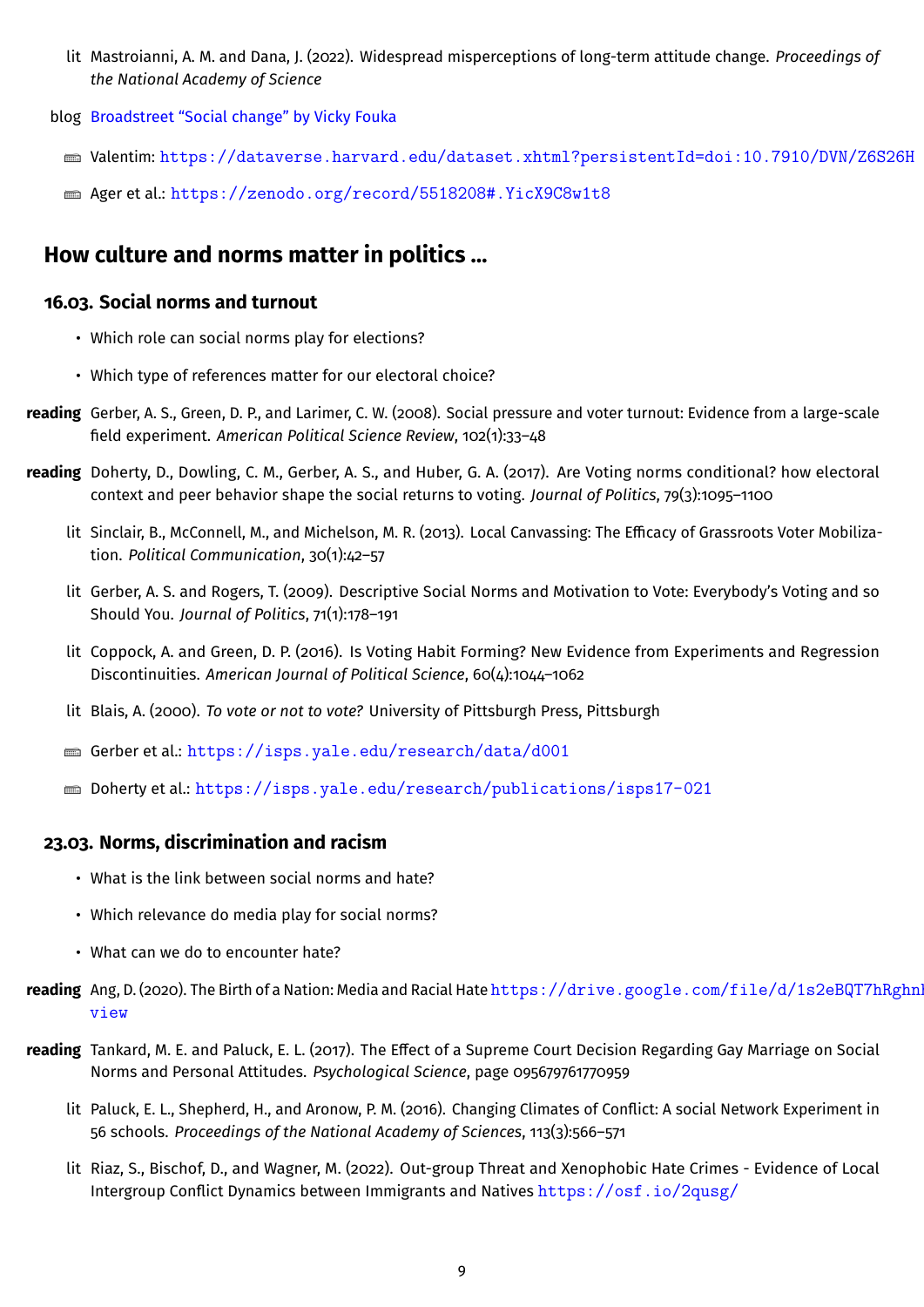lit Mastroianni, A. M. and Dana, J. (2022). Widespread misperceptions of long-term attitude change. *Proceedings of the National Academy of Science*

blog Broadstreet "Social change" by Vicky Fouka

Valentim: https://dataverse.harvard.edu/dataset.xhtml?persistentId=doi:10.7910/DVN/Z6S26H

Ager et al.: https://zenodo.org/record/5518208#.YicX9C8w1t8

## How culture and norms matter in politics ...

### 16.03. Social norms and turnout

- Which role can social norms play for elections?
- Which type of references matter for our electoral choice?

**reading** Gerber, A. S., Green, D. P., and Larimer, C. W. (2008). Social pressure and voter turnout: Evidence from a large-scale field experiment. *American Political Science Review*, 102(1):33–48

**reading** Doherty, D., Dowling, C. M., Gerber, A. S., and Huber, G. A. (2017). Are Voting norms conditional? how electoral context and peer behavior shape the social returns to voting. *Journal of Politics*, 79(3):1095–1100

lit Sinclair, B., McConnell, M., and Michelson, M. R. (2013). Local Canvassing: The Efficacy of Grassroots Voter Mobilization. *Political Communication*, 30(1):42–57

lit Gerber, A. S. and Rogers, T. (2009). Descriptive Social Norms and Motivation to Vote: Everybody's Voting and so Should You. *Journal of Politics*, 71(1):178–191

lit Coppock, A. and Green, D. P. (2016). Is Voting Habit Forming? New Evidence from Experiments and Regression Discontinuities. *American Journal of Political Science*, 60(4):1044–1062

lit Blais, A. (2000). *To vote or not to vote?* University of Pittsburgh Press, Pittsburgh

Gerber et al.: https://isps.yale.edu/research/data/d001

Doherty et al.: https://isps.yale.edu/research/publications/isps17-021

### 23.03. Norms, discrimination and racism

- What is the link between social norms and hate?
- Which relevance do media play for social norms?
- What can we do to encounter hate?

**reading** Ang, D. (2020). The Birth of a Nation: Media and Racial Hate https://drive.google.com/file/d/1s2eBQT7hRghnl view

**reading** Tankard, M. E. and Paluck, E. L. (2017). The Effect of a Supreme Court Decision Regarding Gay Marriage on Social Norms and Personal Attitudes. *Psychological Science*, page 095679761770959

lit Paluck, E. L., Shepherd, H., and Aronow, P. M. (2016). Changing Climates of Conflict: A social Network Experiment in 56 schools. *Proceedings of the National Academy of Sciences*, 113(3):566–571

lit Riaz, S., Bischof, D., and Wagner, M. (2022). Out-group Threat and Xenophobic Hate Crimes - Evidence of Local Intergroup Conflict Dynamics between Immigrants and Natives https://osf.io/2qusg/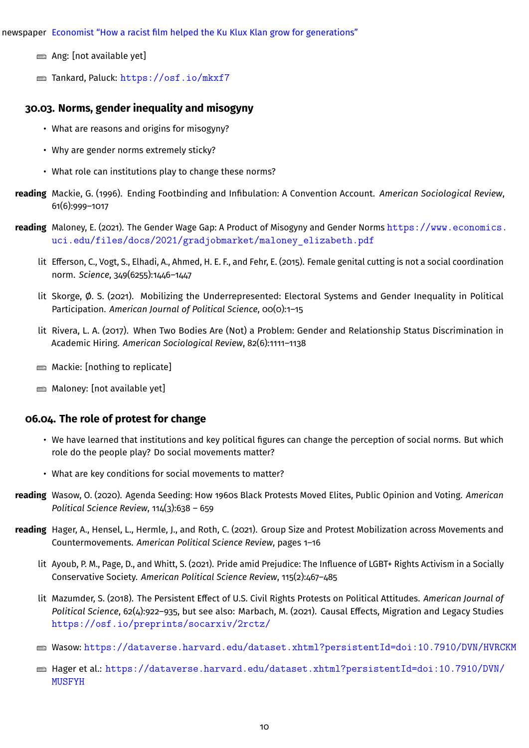newspaper Economist "How a racist film helped the Ku Klux Klan grow for generations"

⌨ Ang: [not available yet]

⌨ Tankard, Paluck: https://osf.io/mkxf7

### 30.03. Norms, gender inequality and misogyny

- What are reasons and origins for misogyny?
- Why are gender norms extremely sticky?
- What role can institutions play to change these norms?

**reading** Mackie, G. (1996). Ending Footbinding and Infibulation: A Convention Account. *American Sociological Review*, 61(6):999–1017

**reading** Maloney, E. (2021). The Gender Wage Gap: A Product of Misogyny and Gender Norms https://www.economics.uci.edu/files/docs/2021/gradjobmarket/maloney_elizabeth.pdf

lit Efferson, C., Vogt, S., Elhadi, A., Ahmed, H. E. F., and Fehr, E. (2015). Female genital cutting is not a social coordination norm. *Science*, 349(6255):1446–1447

lit Skorge, Ø. S. (2021). Mobilizing the Underrepresented: Electoral Systems and Gender Inequality in Political Participation. *American Journal of Political Science*, 00(0):1–15

lit Rivera, L. A. (2017). When Two Bodies Are (Not) a Problem: Gender and Relationship Status Discrimination in Academic Hiring. *American Sociological Review*, 82(6):1111–1138

⌨ Mackie: [nothing to replicate]

⌨ Maloney: [not available yet]

### 06.04. The role of protest for change

- We have learned that institutions and key political figures can change the perception of social norms. But which role do the people play? Do social movements matter?
- What are key conditions for social movements to matter?

**reading** Wasow, O. (2020). Agenda Seeding: How 1960s Black Protests Moved Elites, Public Opinion and Voting. *American Political Science Review*, 114(3):638 – 659

**reading** Hager, A., Hensel, L., Hermle, J., and Roth, C. (2021). Group Size and Protest Mobilization across Movements and Countermovements. *American Political Science Review*, pages 1–16

lit Ayoub, P. M., Page, D., and Whitt, S. (2021). Pride amid Prejudice: The Influence of LGBT+ Rights Activism in a Socially Conservative Society. *American Political Science Review*, 115(2):467–485

lit Mazumder, S. (2018). The Persistent Effect of U.S. Civil Rights Protests on Political Attitudes. *American Journal of Political Science*, 62(4):922–935, but see also: Marbach, M. (2021). Causal Effects, Migration and Legacy Studies https://osf.io/preprints/socarxiv/2rctz/

⌨ Wasow: https://dataverse.harvard.edu/dataset.xhtml?persistentId=doi:10.7910/DVN/HVRCKM

⌨ Hager et al.: https://dataverse.harvard.edu/dataset.xhtml?persistentId=doi:10.7910/DVN/MUSFYH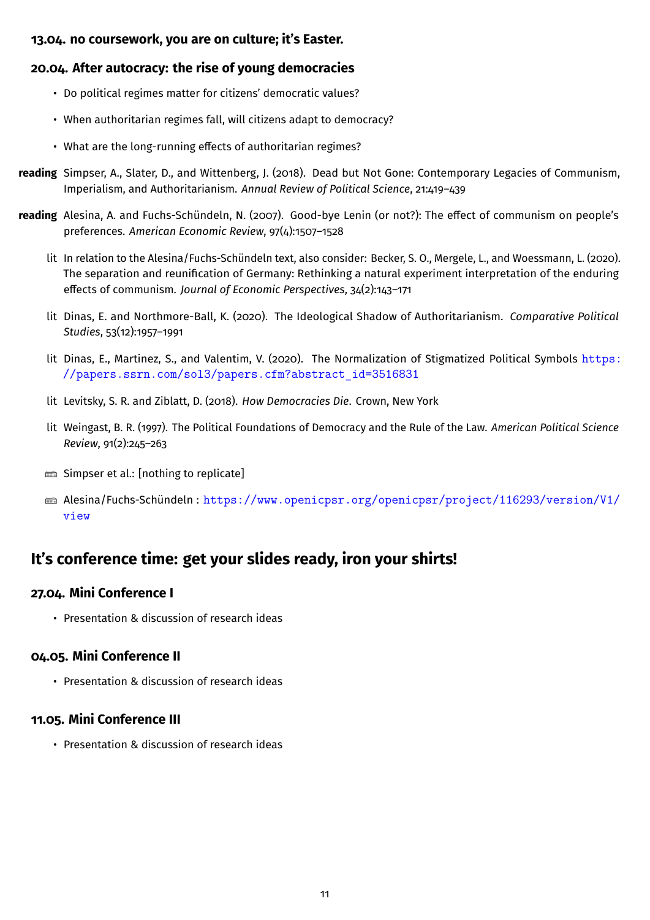### 13.04. no coursework, you are on culture; it's Easter.

### 20.04. After autocracy: the rise of young democracies

- Do political regimes matter for citizens' democratic values?
- When authoritarian regimes fall, will citizens adapt to democracy?
- What are the long-running effects of authoritarian regimes?

**reading** Simpser, A., Slater, D., and Wittenberg, J. (2018). Dead but Not Gone: Contemporary Legacies of Communism, Imperialism, and Authoritarianism. *Annual Review of Political Science*, 21:419–439

**reading** Alesina, A. and Fuchs-Schündeln, N. (2007). Good-bye Lenin (or not?): The effect of communism on people's preferences. *American Economic Review*, 97(4):1507–1528

lit In relation to the Alesina/Fuchs-Schündeln text, also consider: Becker, S. O., Mergele, L., and Woessmann, L. (2020). The separation and reunification of Germany: Rethinking a natural experiment interpretation of the enduring effects of communism. *Journal of Economic Perspectives*, 34(2):143–171

lit Dinas, E. and Northmore-Ball, K. (2020). The Ideological Shadow of Authoritarianism. *Comparative Political Studies*, 53(12):1957–1991

lit Dinas, E., Martinez, S., and Valentim, V. (2020). The Normalization of Stigmatized Political Symbols https://papers.ssrn.com/sol3/papers.cfm?abstract_id=3516831

lit Levitsky, S. R. and Ziblatt, D. (2018). *How Democracies Die*. Crown, New York

lit Weingast, B. R. (1997). The Political Foundations of Democracy and the Rule of the Law. *American Political Science Review*, 91(2):245–263

Simpser et al.: [nothing to replicate]

Alesina/Fuchs-Schündeln : https://www.openicpsr.org/openicpsr/project/116293/version/V1/view

## It's conference time: get your slides ready, iron your shirts!

### 27.04. Mini Conference I

- Presentation & discussion of research ideas

### 04.05. Mini Conference II

- Presentation & discussion of research ideas

### 11.05. Mini Conference III

- Presentation & discussion of research ideas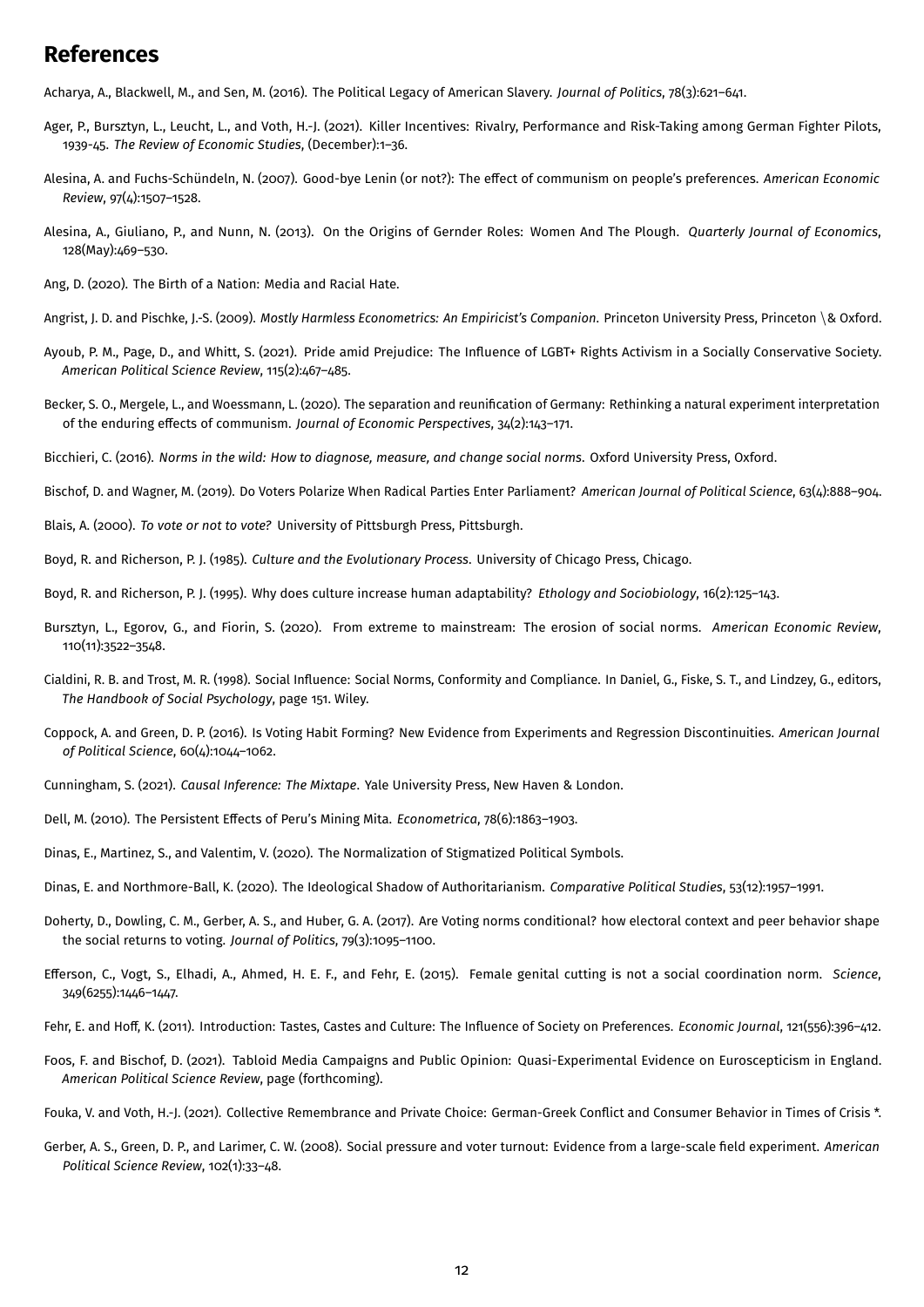# References

Acharya, A., Blackwell, M., and Sen, M. (2016). The Political Legacy of American Slavery. *Journal of Politics*, 78(3):621–641.

Ager, P., Bursztyn, L., Leucht, L., and Voth, H.-J. (2021). Killer Incentives: Rivalry, Performance and Risk-Taking among German Fighter Pilots, 1939-45. *The Review of Economic Studies*, (December):1–36.

Alesina, A. and Fuchs-Schündeln, N. (2007). Good-bye Lenin (or not?): The effect of communism on people's preferences. *American Economic Review*, 97(4):1507–1528.

Alesina, A., Giuliano, P., and Nunn, N. (2013). On the Origins of Gernder Roles: Women And The Plough. *Quarterly Journal of Economics*, 128(May):469–530.

Ang, D. (2020). The Birth of a Nation: Media and Racial Hate.

Angrist, J. D. and Pischke, J.-S. (2009). *Mostly Harmless Econometrics: An Empiricist's Companion*. Princeton University Press, Princeton \& Oxford.

Ayoub, P. M., Page, D., and Whitt, S. (2021). Pride amid Prejudice: The Influence of LGBT+ Rights Activism in a Socially Conservative Society. *American Political Science Review*, 115(2):467–485.

Becker, S. O., Mergele, L., and Woessmann, L. (2020). The separation and reunification of Germany: Rethinking a natural experiment interpretation of the enduring effects of communism. *Journal of Economic Perspectives*, 34(2):143–171.

Bicchieri, C. (2016). *Norms in the wild: How to diagnose, measure, and change social norms*. Oxford University Press, Oxford.

Bischof, D. and Wagner, M. (2019). Do Voters Polarize When Radical Parties Enter Parliament? *American Journal of Political Science*, 63(4):888–904.

Blais, A. (2000). *To vote or not to vote?* University of Pittsburgh Press, Pittsburgh.

Boyd, R. and Richerson, P. J. (1985). *Culture and the Evolutionary Process*. University of Chicago Press, Chicago.

Boyd, R. and Richerson, P. J. (1995). Why does culture increase human adaptability? *Ethology and Sociobiology*, 16(2):125–143.

Bursztyn, L., Egorov, G., and Fiorin, S. (2020). From extreme to mainstream: The erosion of social norms. *American Economic Review*, 110(11):3522–3548.

Cialdini, R. B. and Trost, M. R. (1998). Social Influence: Social Norms, Conformity and Compliance. In Daniel, G., Fiske, S. T., and Lindzey, G., editors, *The Handbook of Social Psychology*, page 151. Wiley.

Coppock, A. and Green, D. P. (2016). Is Voting Habit Forming? New Evidence from Experiments and Regression Discontinuities. *American Journal of Political Science*, 60(4):1044–1062.

Cunningham, S. (2021). *Causal Inference: The Mixtape*. Yale University Press, New Haven & London.

Dell, M. (2010). The Persistent Effects of Peru's Mining Mita. *Econometrica*, 78(6):1863–1903.

Dinas, E., Martinez, S., and Valentim, V. (2020). The Normalization of Stigmatized Political Symbols.

Dinas, E. and Northmore-Ball, K. (2020). The Ideological Shadow of Authoritarianism. *Comparative Political Studies*, 53(12):1957–1991.

Doherty, D., Dowling, C. M., Gerber, A. S., and Huber, G. A. (2017). Are Voting norms conditional? how electoral context and peer behavior shape the social returns to voting. *Journal of Politics*, 79(3):1095–1100.

Efferson, C., Vogt, S., Elhadi, A., Ahmed, H. E. F., and Fehr, E. (2015). Female genital cutting is not a social coordination norm. *Science*, 349(6255):1446–1447.

Fehr, E. and Hoff, K. (2011). Introduction: Tastes, Castes and Culture: The Influence of Society on Preferences. *Economic Journal*, 121(556):396–412.

Foos, F. and Bischof, D. (2021). Tabloid Media Campaigns and Public Opinion: Quasi-Experimental Evidence on Euroscepticism in England. *American Political Science Review*, page (forthcoming).

Fouka, V. and Voth, H.-J. (2021). Collective Remembrance and Private Choice: German-Greek Conflict and Consumer Behavior in Times of Crisis *.

Gerber, A. S., Green, D. P., and Larimer, C. W. (2008). Social pressure and voter turnout: Evidence from a large-scale field experiment. *American Political Science Review*, 102(1):33–48.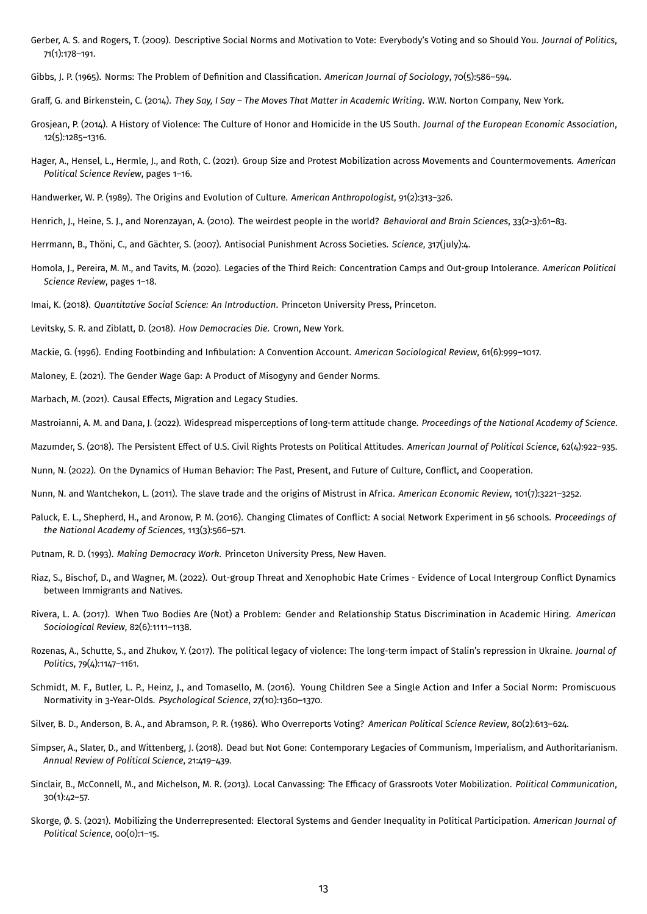Gerber, A. S. and Rogers, T. (2009). Descriptive Social Norms and Motivation to Vote: Everybody's Voting and so Should You. *Journal of Politics*, 71(1):178–191.

Gibbs, J. P. (1965). Norms: The Problem of Definition and Classification. *American Journal of Sociology*, 70(5):586–594.

Graff, G. and Birkenstein, C. (2014). *They Say, I Say – The Moves That Matter in Academic Writing*. W.W. Norton Company, New York.

Grosjean, P. (2014). A History of Violence: The Culture of Honor and Homicide in the US South. *Journal of the European Economic Association*, 12(5):1285–1316.

Hager, A., Hensel, L., Hermle, J., and Roth, C. (2021). Group Size and Protest Mobilization across Movements and Countermovements. *American Political Science Review*, pages 1–16.

Handwerker, W. P. (1989). The Origins and Evolution of Culture. *American Anthropologist*, 91(2):313–326.

Henrich, J., Heine, S. J., and Norenzayan, A. (2010). The weirdest people in the world? *Behavioral and Brain Sciences*, 33(2-3):61–83.

Herrmann, B., Thöni, C., and Gächter, S. (2007). Antisocial Punishment Across Societies. *Science*, 317(july):4.

Homola, J., Pereira, M. M., and Tavits, M. (2020). Legacies of the Third Reich: Concentration Camps and Out-group Intolerance. *American Political Science Review*, pages 1–18.

Imai, K. (2018). *Quantitative Social Science: An Introduction*. Princeton University Press, Princeton.

Levitsky, S. R. and Ziblatt, D. (2018). *How Democracies Die*. Crown, New York.

Mackie, G. (1996). Ending Footbinding and Infibulation: A Convention Account. *American Sociological Review*, 61(6):999–1017.

Maloney, E. (2021). The Gender Wage Gap: A Product of Misogyny and Gender Norms.

Marbach, M. (2021). Causal Effects, Migration and Legacy Studies.

Mastroianni, A. M. and Dana, J. (2022). Widespread misperceptions of long-term attitude change. *Proceedings of the National Academy of Science*.

Mazumder, S. (2018). The Persistent Effect of U.S. Civil Rights Protests on Political Attitudes. *American Journal of Political Science*, 62(4):922–935.

Nunn, N. (2022). On the Dynamics of Human Behavior: The Past, Present, and Future of Culture, Conflict, and Cooperation.

Nunn, N. and Wantchekon, L. (2011). The slave trade and the origins of Mistrust in Africa. *American Economic Review*, 101(7):3221–3252.

Paluck, E. L., Shepherd, H., and Aronow, P. M. (2016). Changing Climates of Conflict: A social Network Experiment in 56 schools. *Proceedings of the National Academy of Sciences*, 113(3):566–571.

Putnam, R. D. (1993). *Making Democracy Work*. Princeton University Press, New Haven.

Riaz, S., Bischof, D., and Wagner, M. (2022). Out-group Threat and Xenophobic Hate Crimes - Evidence of Local Intergroup Conflict Dynamics between Immigrants and Natives.

Rivera, L. A. (2017). When Two Bodies Are (Not) a Problem: Gender and Relationship Status Discrimination in Academic Hiring. *American Sociological Review*, 82(6):1111–1138.

Rozenas, A., Schutte, S., and Zhukov, Y. (2017). The political legacy of violence: The long-term impact of Stalin's repression in Ukraine. *Journal of Politics*, 79(4):1147–1161.

Schmidt, M. F., Butler, L. P., Heinz, J., and Tomasello, M. (2016). Young Children See a Single Action and Infer a Social Norm: Promiscuous Normativity in 3-Year-Olds. *Psychological Science*, 27(10):1360–1370.

Silver, B. D., Anderson, B. A., and Abramson, P. R. (1986). Who Overreports Voting? *American Political Science Review*, 80(2):613–624.

Simpser, A., Slater, D., and Wittenberg, J. (2018). Dead but Not Gone: Contemporary Legacies of Communism, Imperialism, and Authoritarianism. *Annual Review of Political Science*, 21:419–439.

Sinclair, B., McConnell, M., and Michelson, M. R. (2013). Local Canvassing: The Efficacy of Grassroots Voter Mobilization. *Political Communication*, 30(1):42–57.

Skorge, Ø. S. (2021). Mobilizing the Underrepresented: Electoral Systems and Gender Inequality in Political Participation. *American Journal of Political Science*, 00(0):1–15.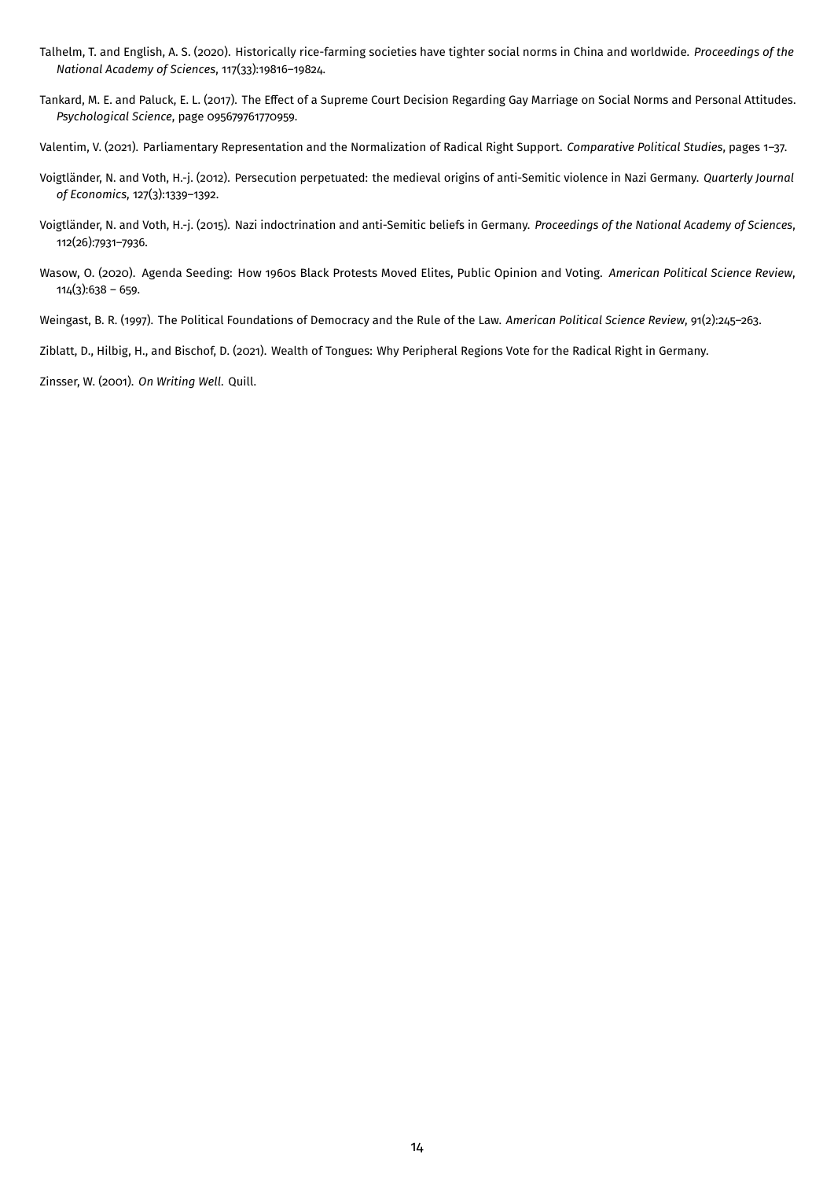Talhelm, T. and English, A. S. (2020). Historically rice-farming societies have tighter social norms in China and worldwide. *Proceedings of the National Academy of Sciences*, 117(33):19816–19824.

Tankard, M. E. and Paluck, E. L. (2017). The Effect of a Supreme Court Decision Regarding Gay Marriage on Social Norms and Personal Attitudes. *Psychological Science*, page 095679761770959.

Valentim, V. (2021). Parliamentary Representation and the Normalization of Radical Right Support. *Comparative Political Studies*, pages 1–37.

Voigtländer, N. and Voth, H.-j. (2012). Persecution perpetuated: the medieval origins of anti-Semitic violence in Nazi Germany. *Quarterly Journal of Economics*, 127(3):1339–1392.

Voigtländer, N. and Voth, H.-j. (2015). Nazi indoctrination and anti-Semitic beliefs in Germany. *Proceedings of the National Academy of Sciences*, 112(26):7931–7936.

Wasow, O. (2020). Agenda Seeding: How 1960s Black Protests Moved Elites, Public Opinion and Voting. *American Political Science Review*, 114(3):638 – 659.

Weingast, B. R. (1997). The Political Foundations of Democracy and the Rule of the Law. *American Political Science Review*, 91(2):245–263.

Ziblatt, D., Hilbig, H., and Bischof, D. (2021). Wealth of Tongues: Why Peripheral Regions Vote for the Radical Right in Germany.

Zinsser, W. (2001). *On Writing Well*. Quill.